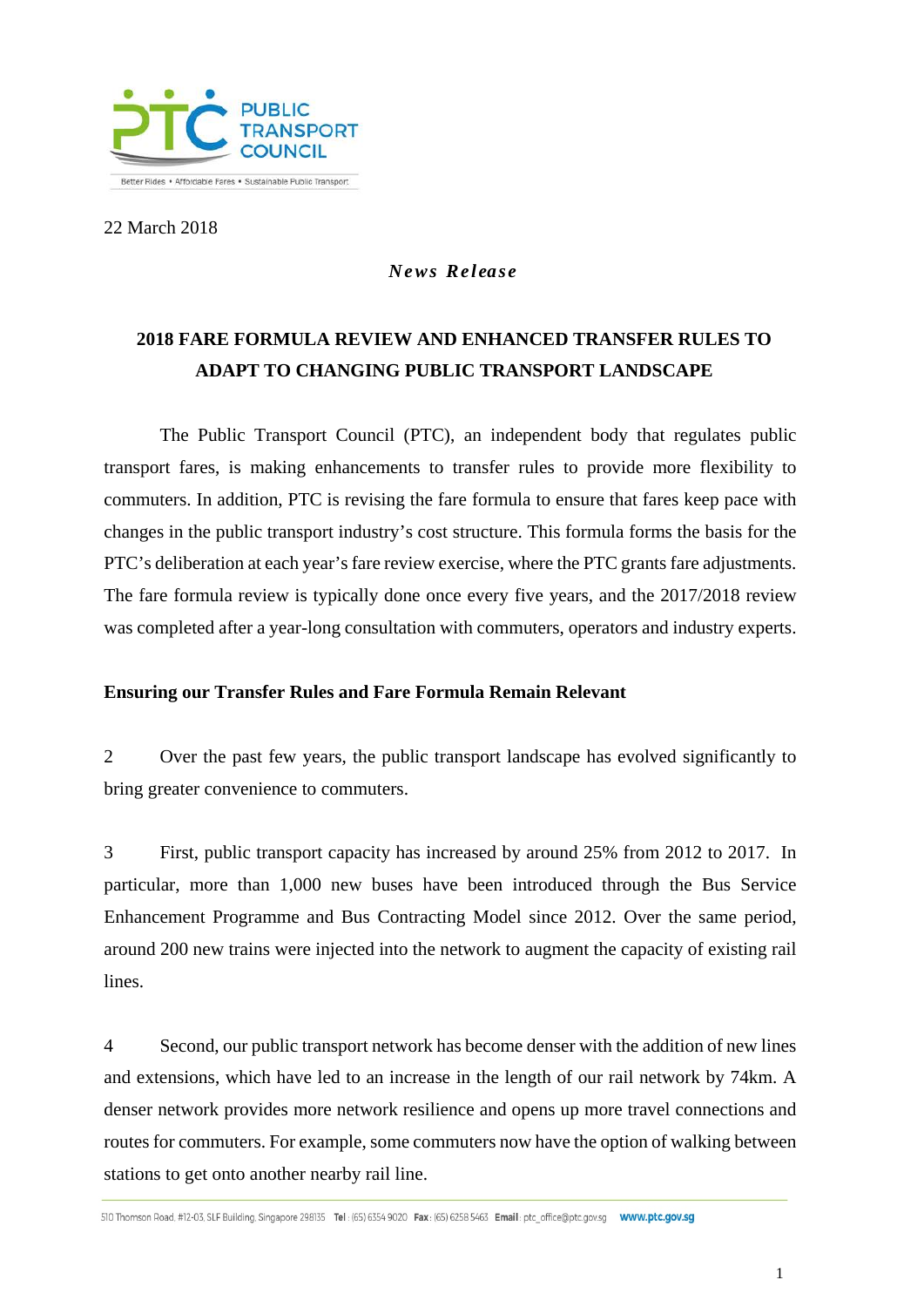22 March 2018

***News Release***

# 2018 FARE FORMULA REVIEW AND ENHANCED TRANSFER RULES TO ADAPT TO CHANGING PUBLIC TRANSPORT LANDSCAPE

The Public Transport Council (PTC), an independent body that regulates public transport fares, is making enhancements to transfer rules to provide more flexibility to commuters. In addition, PTC is revising the fare formula to ensure that fares keep pace with changes in the public transport industry's cost structure. This formula forms the basis for the PTC's deliberation at each year's fare review exercise, where the PTC grants fare adjustments. The fare formula review is typically done once every five years, and the 2017/2018 review was completed after a year-long consultation with commuters, operators and industry experts.

## Ensuring our Transfer Rules and Fare Formula Remain Relevant

2 Over the past few years, the public transport landscape has evolved significantly to bring greater convenience to commuters.

3 First, public transport capacity has increased by around 25% from 2012 to 2017. In particular, more than 1,000 new buses have been introduced through the Bus Service Enhancement Programme and Bus Contracting Model since 2012. Over the same period, around 200 new trains were injected into the network to augment the capacity of existing rail lines.

4 Second, our public transport network has become denser with the addition of new lines and extensions, which have led to an increase in the length of our rail network by 74km. A denser network provides more network resilience and opens up more travel connections and routes for commuters. For example, some commuters now have the option of walking between stations to get onto another nearby rail line.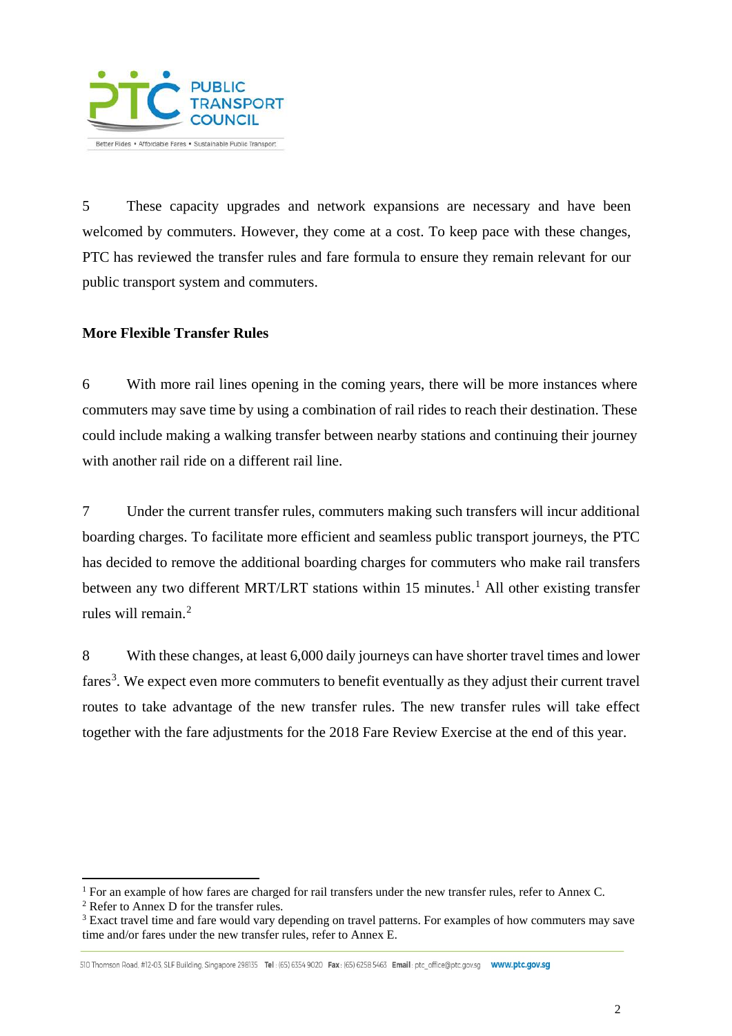5 These capacity upgrades and network expansions are necessary and have been welcomed by commuters. However, they come at a cost. To keep pace with these changes, PTC has reviewed the transfer rules and fare formula to ensure they remain relevant for our public transport system and commuters.

**More Flexible Transfer Rules**

6 With more rail lines opening in the coming years, there will be more instances where commuters may save time by using a combination of rail rides to reach their destination. These could include making a walking transfer between nearby stations and continuing their journey with another rail ride on a different rail line.

7 Under the current transfer rules, commuters making such transfers will incur additional boarding charges. To facilitate more efficient and seamless public transport journeys, the PTC has decided to remove the additional boarding charges for commuters who make rail transfers between any two different MRT/LRT stations within 15 minutes.[1] All other existing transfer rules will remain.[2]

8 With these changes, at least 6,000 daily journeys can have shorter travel times and lower fares[3]. We expect even more commuters to benefit eventually as they adjust their current travel routes to take advantage of the new transfer rules. The new transfer rules will take effect together with the fare adjustments for the 2018 Fare Review Exercise at the end of this year.

[1] For an example of how fares are charged for rail transfers under the new transfer rules, refer to Annex C.

[2] Refer to Annex D for the transfer rules.

[3] Exact travel time and fare would vary depending on travel patterns. For examples of how commuters may save time and/or fares under the new transfer rules, refer to Annex E.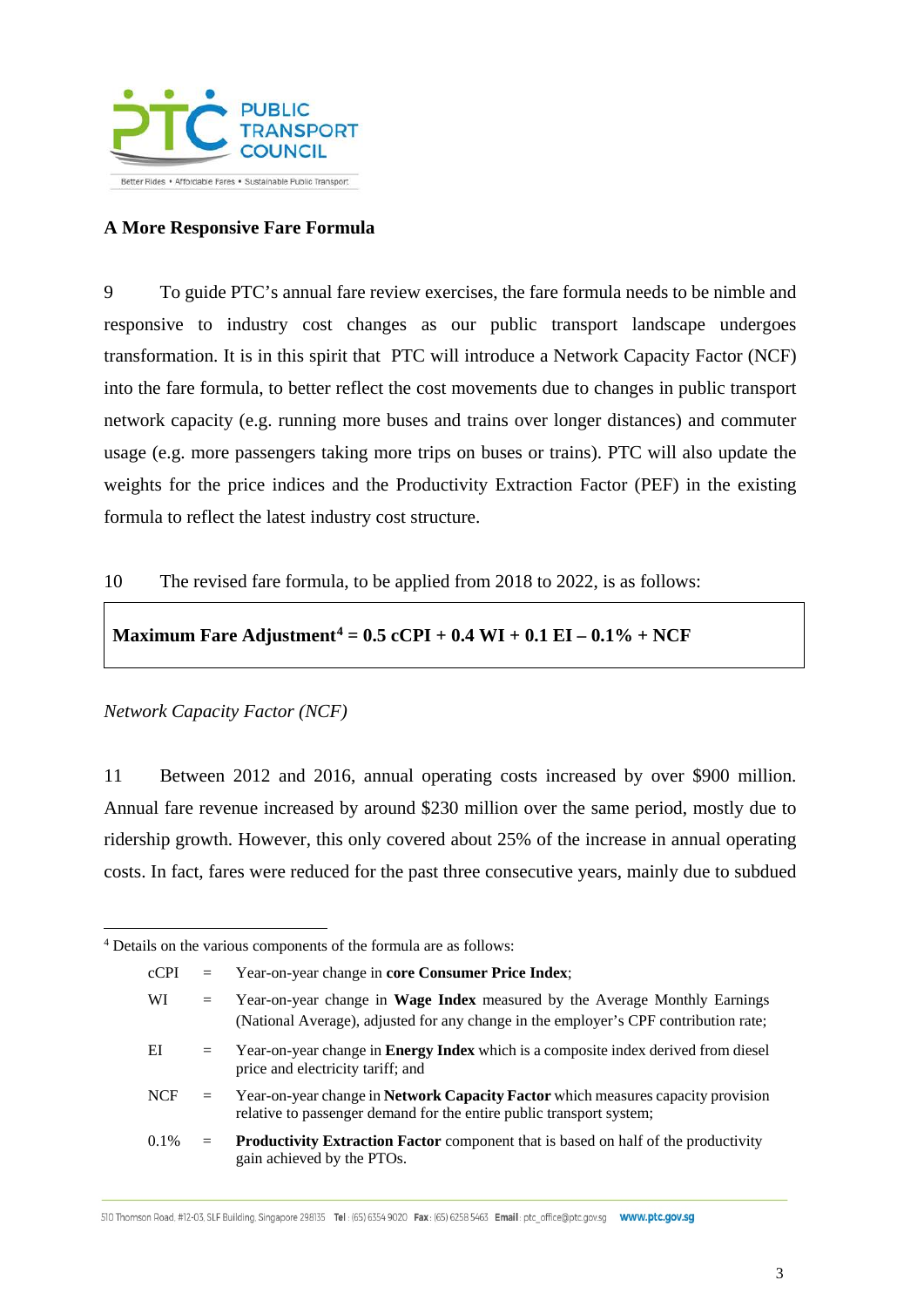**A More Responsive Fare Formula**

9 To guide PTC's annual fare review exercises, the fare formula needs to be nimble and responsive to industry cost changes as our public transport landscape undergoes transformation. It is in this spirit that PTC will introduce a Network Capacity Factor (NCF) into the fare formula, to better reflect the cost movements due to changes in public transport network capacity (e.g. running more buses and trains over longer distances) and commuter usage (e.g. more passengers taking more trips on buses or trains). PTC will also update the weights for the price indices and the Productivity Extraction Factor (PEF) in the existing formula to reflect the latest industry cost structure.

10 The revised fare formula, to be applied from 2018 to 2022, is as follows:

**Maximum Fare Adjustment[4] = 0.5 cCPI + 0.4 WI + 0.1 EI – 0.1% + NCF**

*Network Capacity Factor (NCF)*

11 Between 2012 and 2016, annual operating costs increased by over $900 million. Annual fare revenue increased by around $230 million over the same period, mostly due to ridership growth. However, this only covered about 25% of the increase in annual operating costs. In fact, fares were reduced for the past three consecutive years, mainly due to subdued

---

[4] Details on the various components of the formula are as follows:

| | | |
|---|---|---|
| cCPI | = | Year-on-year change in **core Consumer Price Index**; |
| WI | = | Year-on-year change in **Wage Index** measured by the Average Monthly Earnings (National Average), adjusted for any change in the employer's CPF contribution rate; |
| EI | = | Year-on-year change in **Energy Index** which is a composite index derived from diesel price and electricity tariff; and |
| NCF | = | Year-on-year change in **Network Capacity Factor** which measures capacity provision relative to passenger demand for the entire public transport system; |
| 0.1% | = | **Productivity Extraction Factor** component that is based on half of the productivity gain achieved by the PTOs. |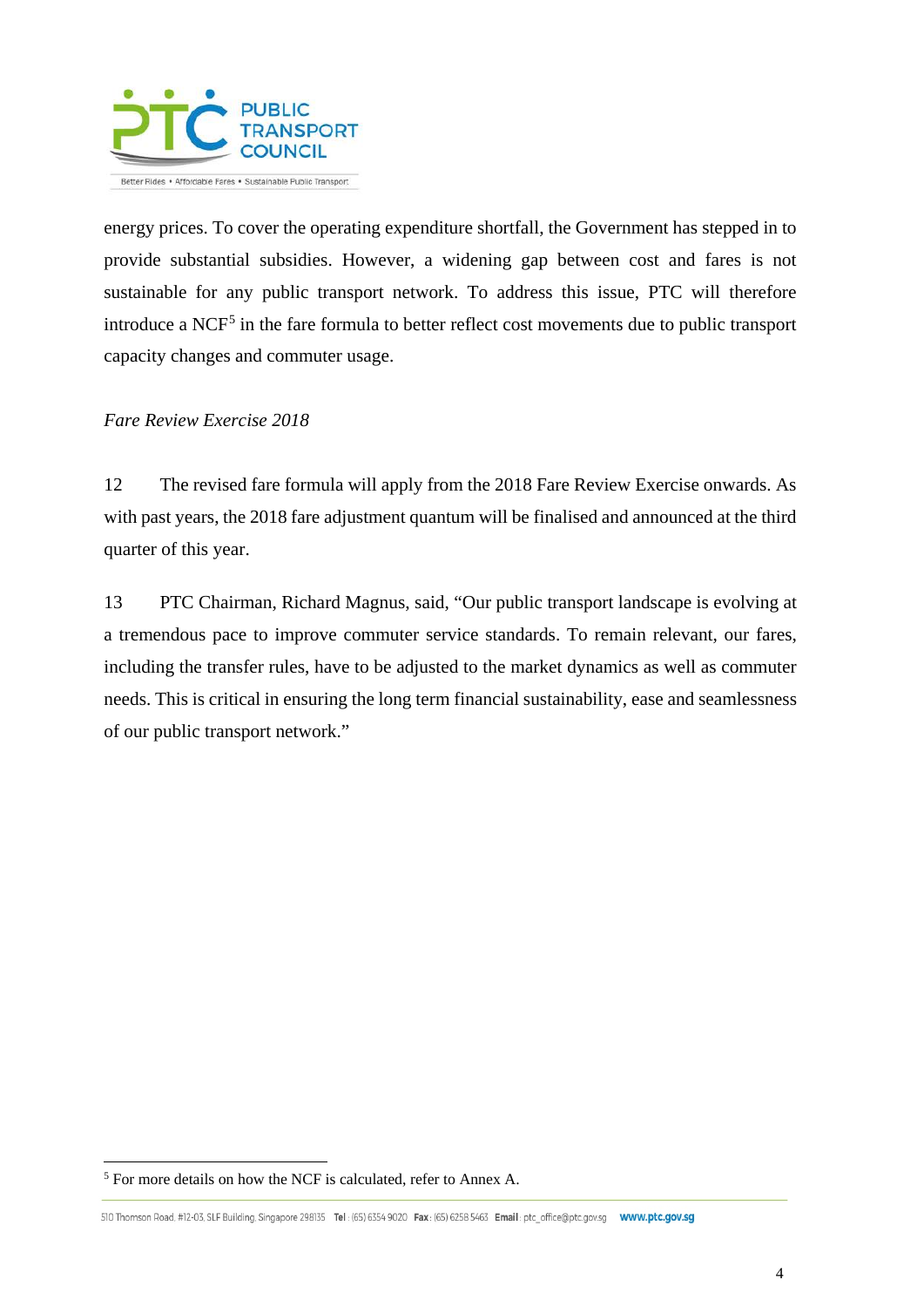energy prices. To cover the operating expenditure shortfall, the Government has stepped in to provide substantial subsidies. However, a widening gap between cost and fares is not sustainable for any public transport network. To address this issue, PTC will therefore introduce a NCF[5] in the fare formula to better reflect cost movements due to public transport capacity changes and commuter usage.

*Fare Review Exercise 2018*

12 The revised fare formula will apply from the 2018 Fare Review Exercise onwards. As with past years, the 2018 fare adjustment quantum will be finalised and announced at the third quarter of this year.

13 PTC Chairman, Richard Magnus, said, "Our public transport landscape is evolving at a tremendous pace to improve commuter service standards. To remain relevant, our fares, including the transfer rules, have to be adjusted to the market dynamics as well as commuter needs. This is critical in ensuring the long term financial sustainability, ease and seamlessness of our public transport network."

[5] For more details on how the NCF is calculated, refer to Annex A.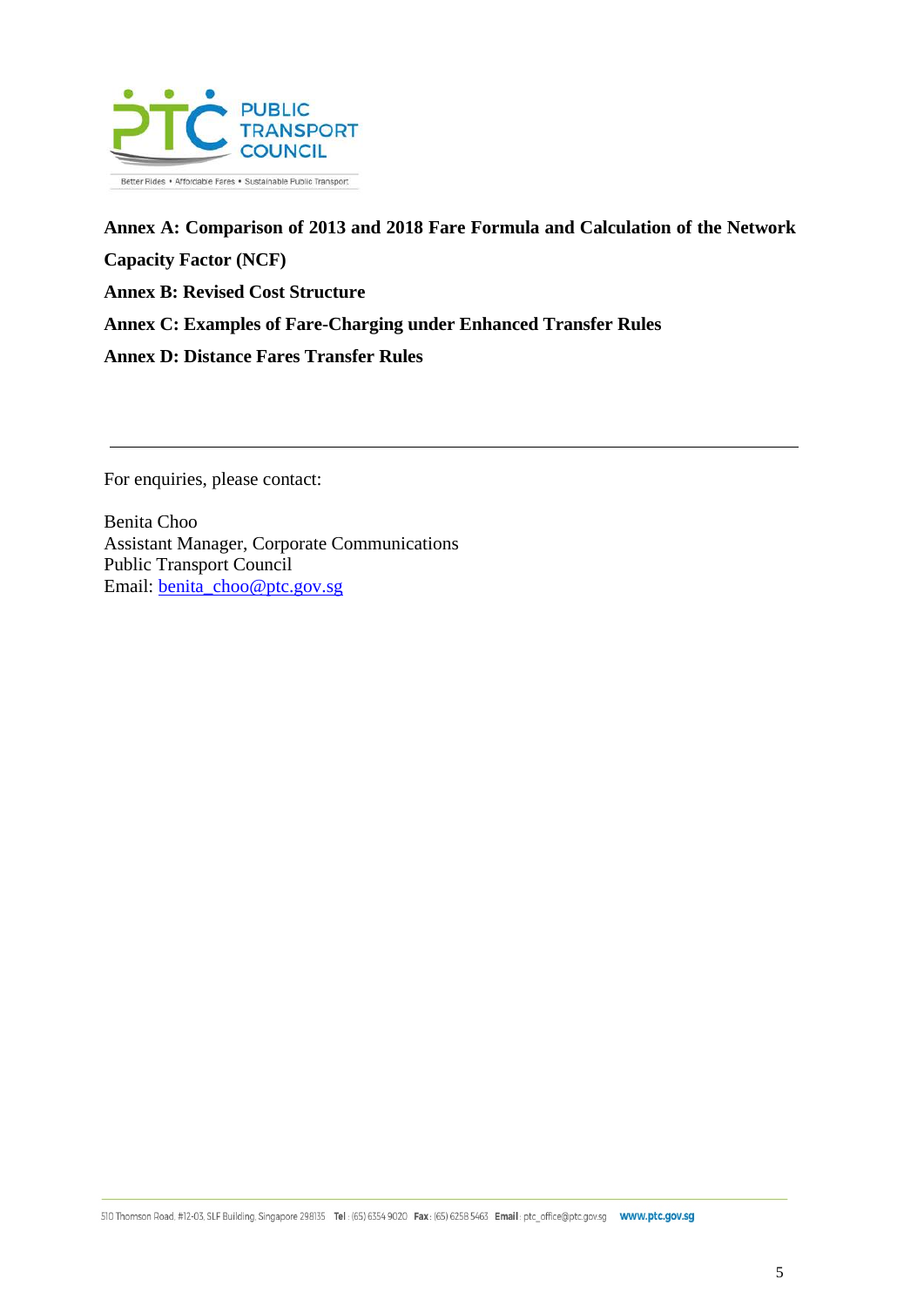**Annex A: Comparison of 2013 and 2018 Fare Formula and Calculation of the Network Capacity Factor (NCF)**

**Annex B: Revised Cost Structure**

**Annex C: Examples of Fare-Charging under Enhanced Transfer Rules**

**Annex D: Distance Fares Transfer Rules**

---

For enquiries, please contact:

Benita Choo
Assistant Manager, Corporate Communications
Public Transport Council
Email: benita_choo@ptc.gov.sg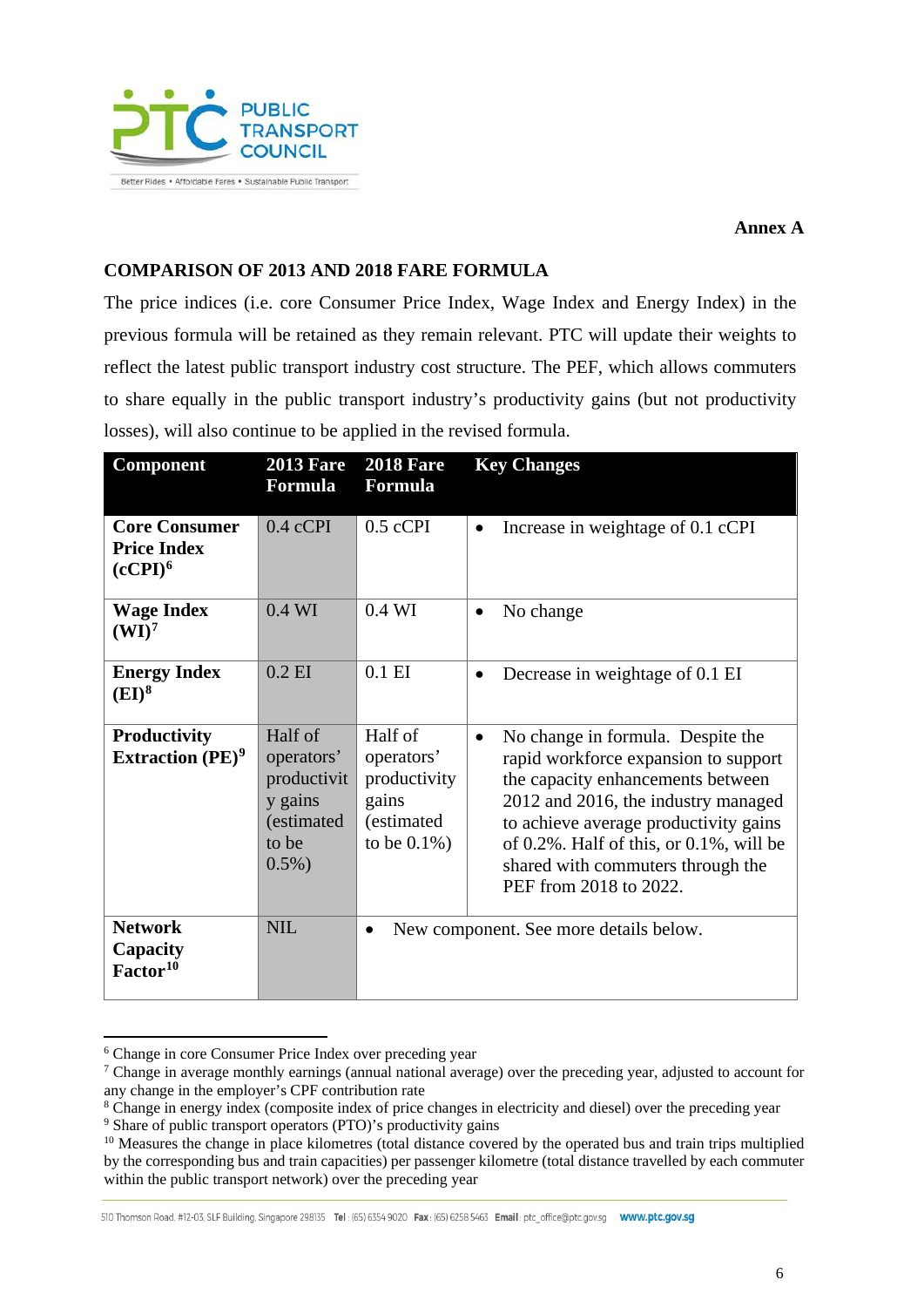Annex A

## COMPARISON OF 2013 AND 2018 FARE FORMULA

The price indices (i.e. core Consumer Price Index, Wage Index and Energy Index) in the previous formula will be retained as they remain relevant. PTC will update their weights to reflect the latest public transport industry cost structure. The PEF, which allows commuters to share equally in the public transport industry's productivity gains (but not productivity losses), will also continue to be applied in the revised formula.

| Component | 2013 Fare Formula | 2018 Fare Formula | Key Changes |
|---|---|---|---|
| **Core Consumer Price Index (cCPI)**[6] | 0.4 cCPI | 0.5 cCPI | • Increase in weightage of 0.1 cCPI |
| **Wage Index (WI)**[7] | 0.4 WI | 0.4 WI | • No change |
| **Energy Index (EI)**[8] | 0.2 EI | 0.1 EI | • Decrease in weightage of 0.1 EI |
| **Productivity Extraction (PE)**[9] | Half of operators' productivity gains (estimated to be 0.5%) | Half of operators' productivity gains (estimated to be 0.1%) | • No change in formula. Despite the rapid workforce expansion to support the capacity enhancements between 2012 and 2016, the industry managed to achieve average productivity gains of 0.2%. Half of this, or 0.1%, will be shared with commuters through the PEF from 2018 to 2022. |
| **Network Capacity Factor**[10] | NIL | • New component. See more details below. | |

[6] Change in core Consumer Price Index over preceding year

[7] Change in average monthly earnings (annual national average) over the preceding year, adjusted to account for any change in the employer's CPF contribution rate

[8] Change in energy index (composite index of price changes in electricity and diesel) over the preceding year

[9] Share of public transport operators (PTO)'s productivity gains

[10] Measures the change in place kilometres (total distance covered by the operated bus and train trips multiplied by the corresponding bus and train capacities) per passenger kilometre (total distance travelled by each commuter within the public transport network) over the preceding year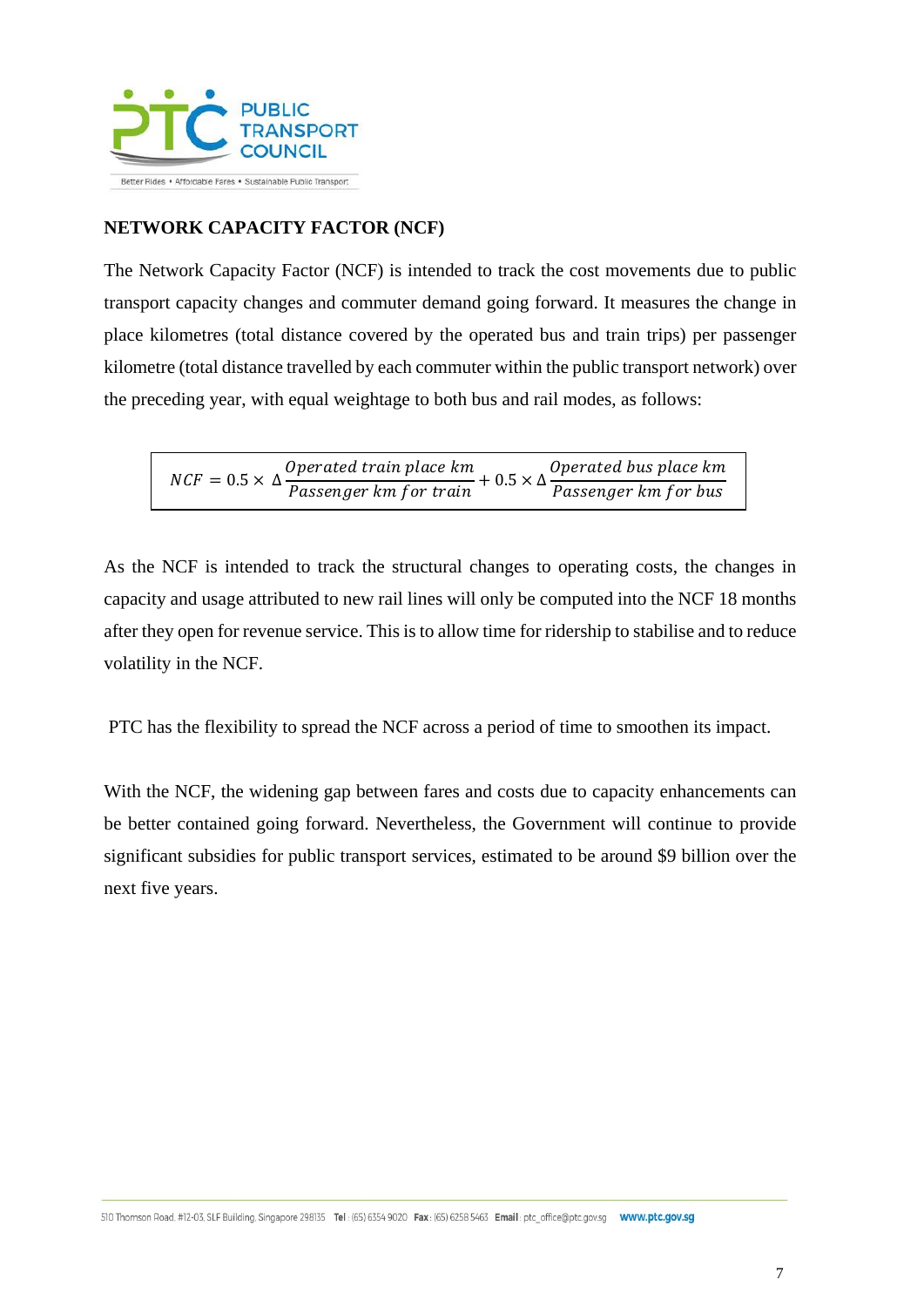**NETWORK CAPACITY FACTOR (NCF)**

The Network Capacity Factor (NCF) is intended to track the cost movements due to public transport capacity changes and commuter demand going forward. It measures the change in place kilometres (total distance covered by the operated bus and train trips) per passenger kilometre (total distance travelled by each commuter within the public transport network) over the preceding year, with equal weightage to both bus and rail modes, as follows:

$$NCF = 0.5 \times \Delta \frac{Operated\ train\ place\ km}{Passenger\ km\ for\ train} + 0.5 \times \Delta \frac{Operated\ bus\ place\ km}{Passenger\ km\ for\ bus}$$

As the NCF is intended to track the structural changes to operating costs, the changes in capacity and usage attributed to new rail lines will only be computed into the NCF 18 months after they open for revenue service. This is to allow time for ridership to stabilise and to reduce volatility in the NCF.

PTC has the flexibility to spread the NCF across a period of time to smoothen its impact.

With the NCF, the widening gap between fares and costs due to capacity enhancements can be better contained going forward. Nevertheless, the Government will continue to provide significant subsidies for public transport services, estimated to be around $9 billion over the next five years.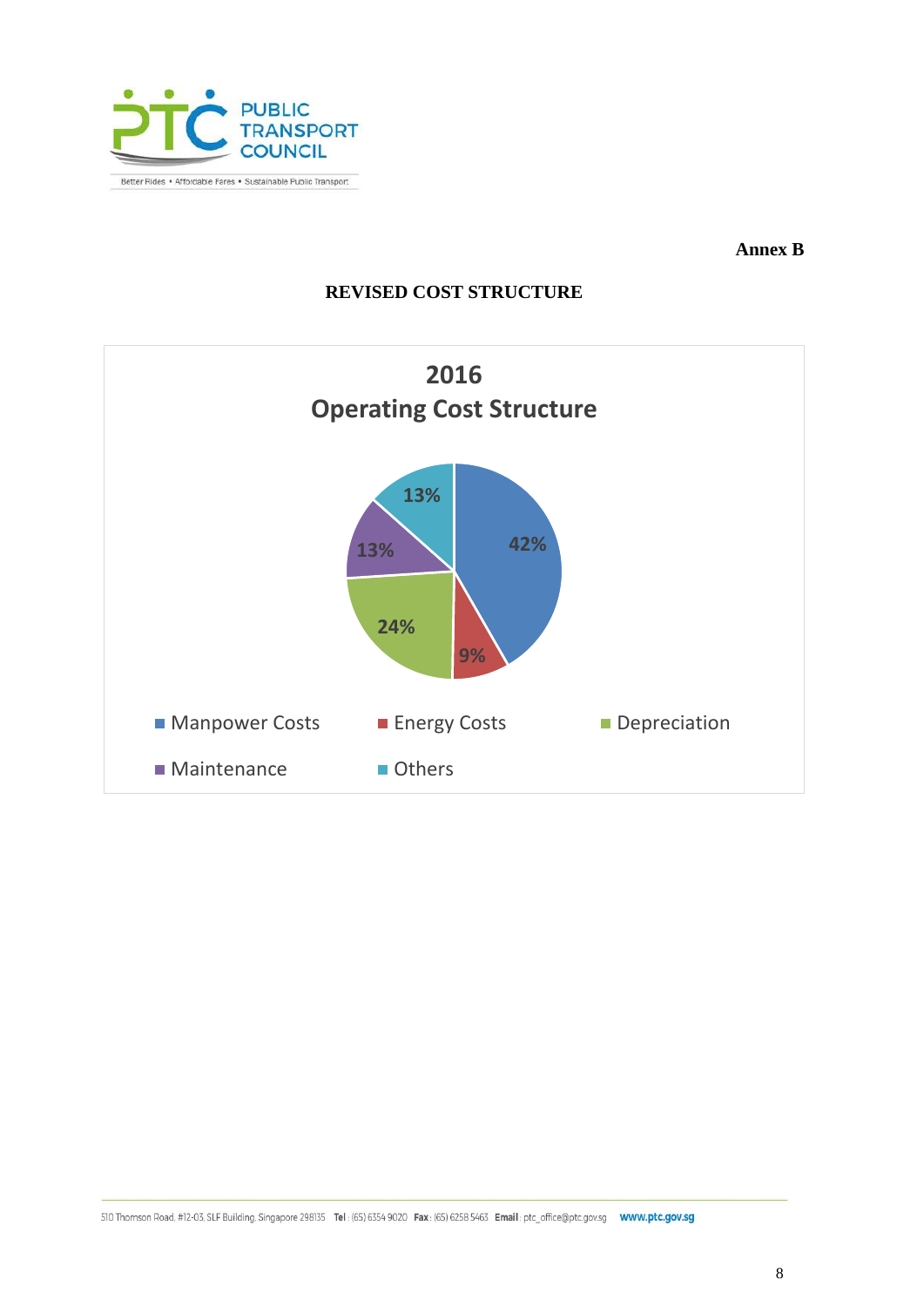**Annex B**

## REVISED COST STRUCTURE

### 2016
### Operating Cost Structure

| Cost Component | Share |
| --- | --- |
| Manpower Costs | 42% |
| Energy Costs | 9% |
| Depreciation | 24% |
| Maintenance | 13% |
| Others | 13% |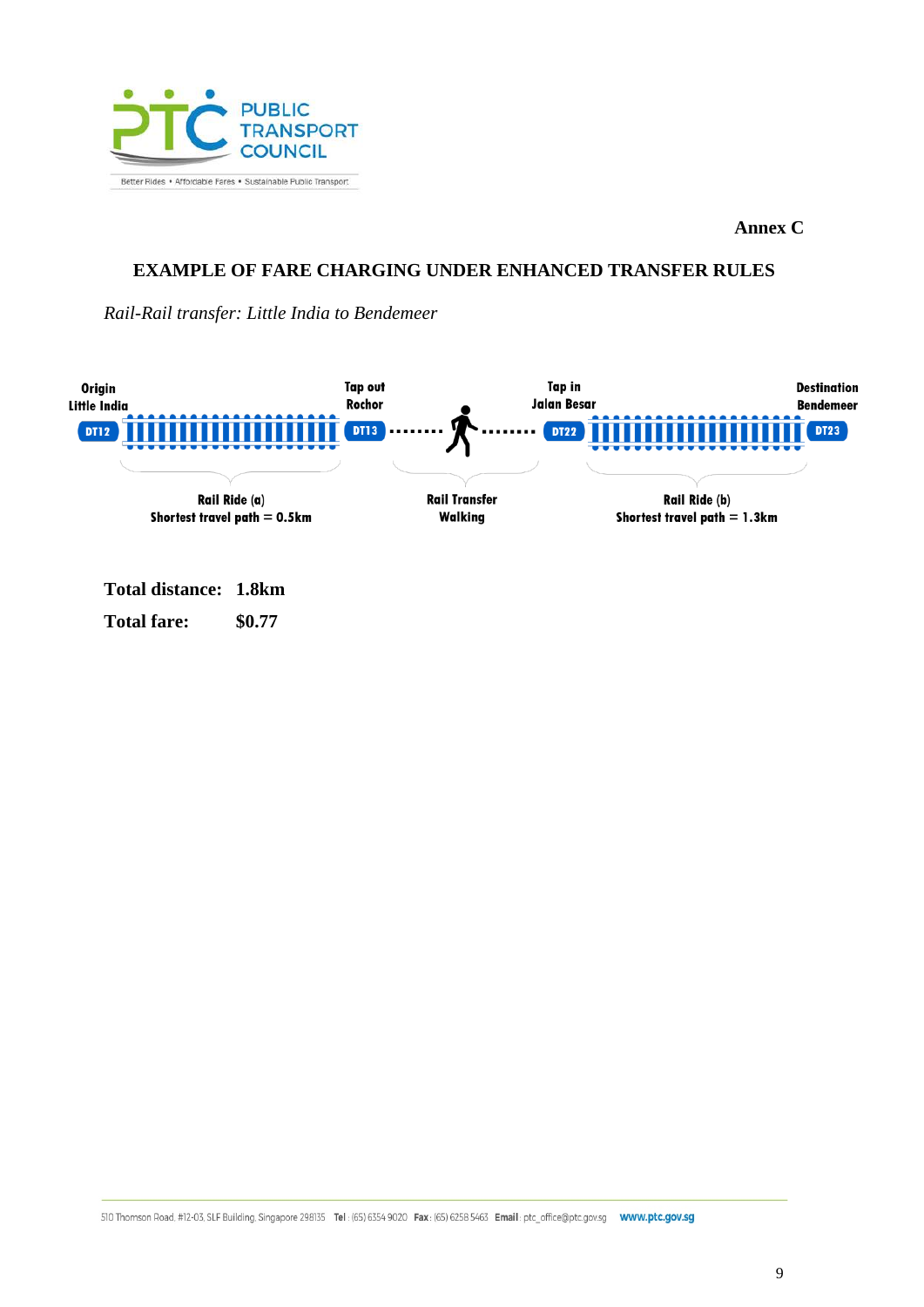**Annex C**

## EXAMPLE OF FARE CHARGING UNDER ENHANCED TRANSFER RULES

*Rail-Rail transfer: Little India to Bendemeer*

Origin
Little India
DT12

Tap out
Rochor
DT13

Tap in
Jalan Besar
DT22

Destination
Bendemeer
DT23

Rail Ride (a)
Shortest travel path = 0.5km

Rail Transfer
Walking

Rail Ride (b)
Shortest travel path = 1.3km

**Total distance:** **1.8km**

**Total fare:** **$0.77**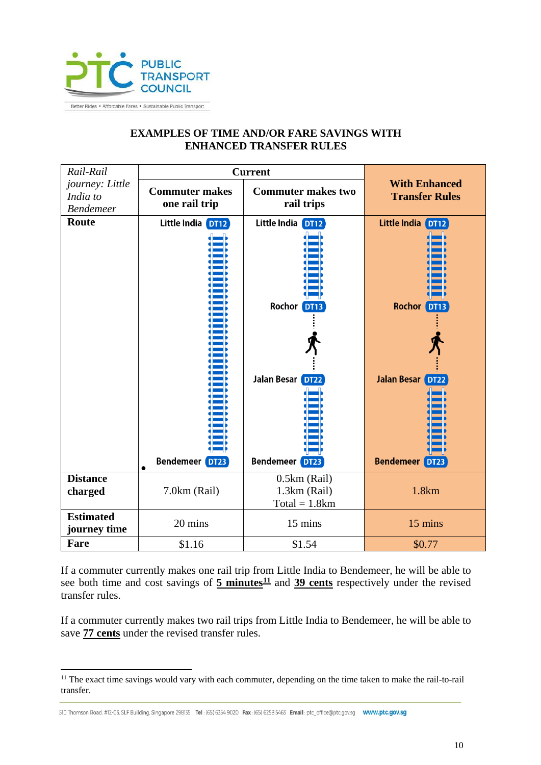## EXAMPLES OF TIME AND/OR FARE SAVINGS WITH ENHANCED TRANSFER RULES

| *Rail-Rail journey: Little India to Bendemeer* | **Current** | | **With Enhanced Transfer Rules** |
|---|---|---|---|
| | **Commuter makes one rail trip** | **Commuter makes two rail trips** | |
| **Route** | Little India DT12 → Bendemeer DT23 | Little India DT12 → Rochor DT13 → (walk) → Jalan Besar DT22 → Bendemeer DT23 | Little India DT12 → Rochor DT13 → (walk) → Jalan Besar DT22 → Bendemeer DT23 |
| **Distance charged** | 7.0km (Rail) | 0.5km (Rail)<br>1.3km (Rail)<br>Total = 1.8km | 1.8km |
| **Estimated journey time** | 20 mins | 15 mins | 15 mins |
| **Fare** | $1.16 | $1.54 | $0.77 |

If a commuter currently makes one rail trip from Little India to Bendemeer, he will be able to see both time and cost savings of **5 minutes**[11] and **39 cents** respectively under the revised transfer rules.

If a commuter currently makes two rail trips from Little India to Bendemeer, he will be able to save **77 cents** under the revised transfer rules.

[11] The exact time savings would vary with each commuter, depending on the time taken to make the rail-to-rail transfer.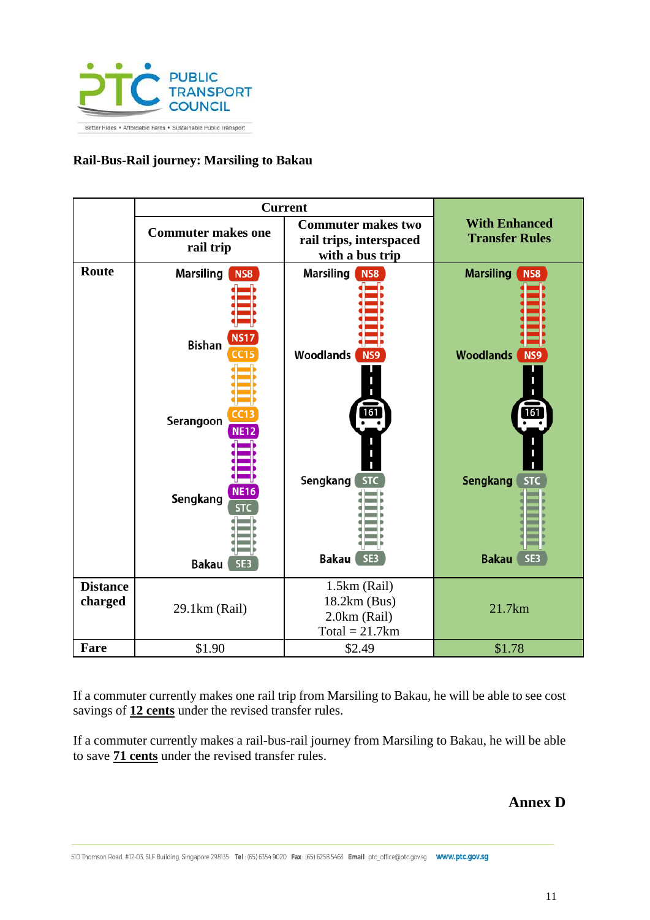## Rail-Bus-Rail journey: Marsiling to Bakau

| | Current | | With Enhanced Transfer Rules |
|---|---|---|---|
| | Commuter makes one rail trip | Commuter makes two rail trips, interspaced with a bus trip | |
| **Route** | Marsiling NS8 – Bishan NS17 / CC15 – Serangoon CC13 / NE12 – Sengkang NE16 / STC – Bakau SE3 | Marsiling NS8 – Woodlands NS9 – 161 – Sengkang STC – Bakau SE3 | Marsiling NS8 – Woodlands NS9 – 161 – Sengkang STC – Bakau SE3 |
| **Distance charged** | 29.1km (Rail) | 1.5km (Rail)<br>18.2km (Bus)<br>2.0km (Rail)<br>Total = 21.7km | 21.7km |
| **Fare** | $1.90 | $2.49 | $1.78 |

If a commuter currently makes one rail trip from Marsiling to Bakau, he will be able to see cost savings of **12 cents** under the revised transfer rules.

If a commuter currently makes a rail-bus-rail journey from Marsiling to Bakau, he will be able to save **71 cents** under the revised transfer rules.

**Annex D**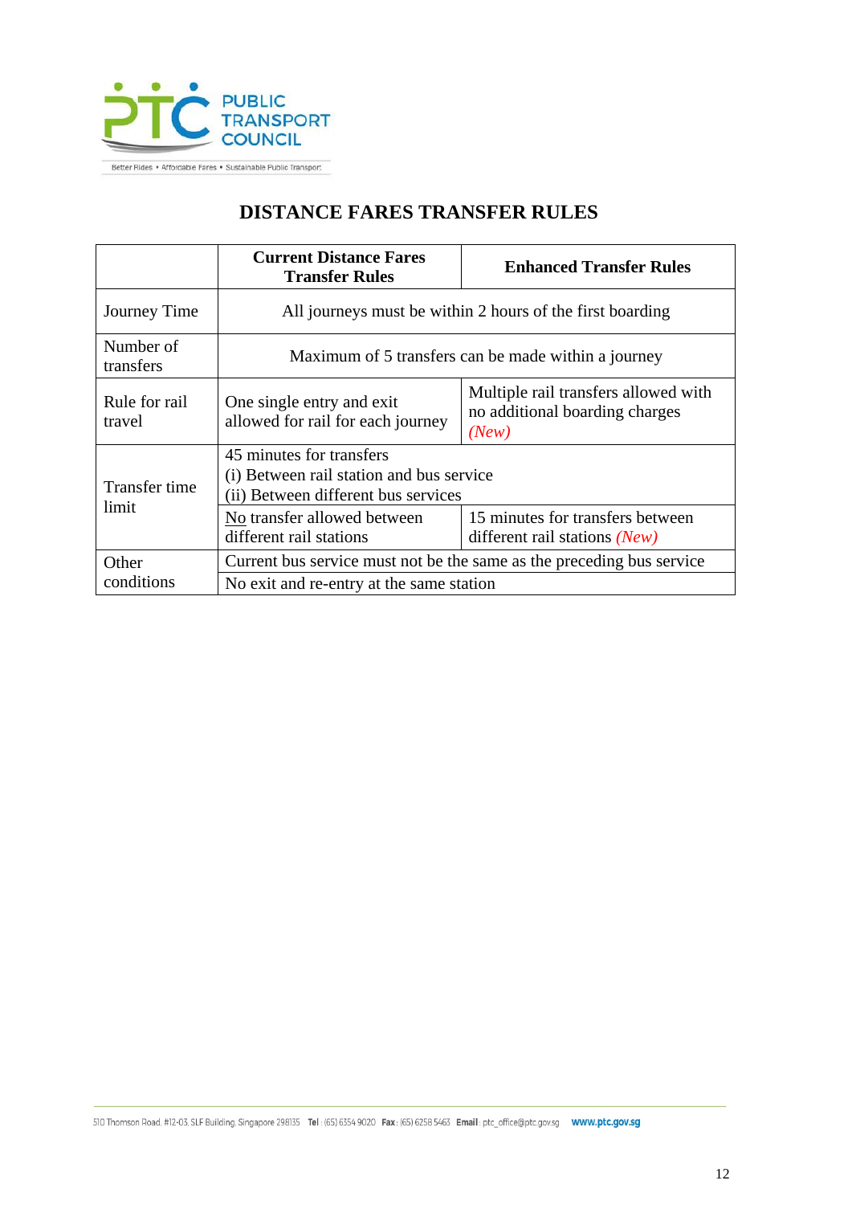# DISTANCE FARES TRANSFER RULES

| | Current Distance Fares Transfer Rules | Enhanced Transfer Rules |
|---|---|---|
| Journey Time | All journeys must be within 2 hours of the first boarding | |
| Number of transfers | Maximum of 5 transfers can be made within a journey | |
| Rule for rail travel | One single entry and exit allowed for rail for each journey | Multiple rail transfers allowed with no additional boarding charges *(New)* |
| Transfer time limit | 45 minutes for transfers<br>(i) Between rail station and bus service<br>(ii) Between different bus services | |
| | No transfer allowed between different rail stations | 15 minutes for transfers between different rail stations *(New)* |
| Other conditions | Current bus service must not be the same as the preceding bus service | |
| | No exit and re-entry at the same station | |